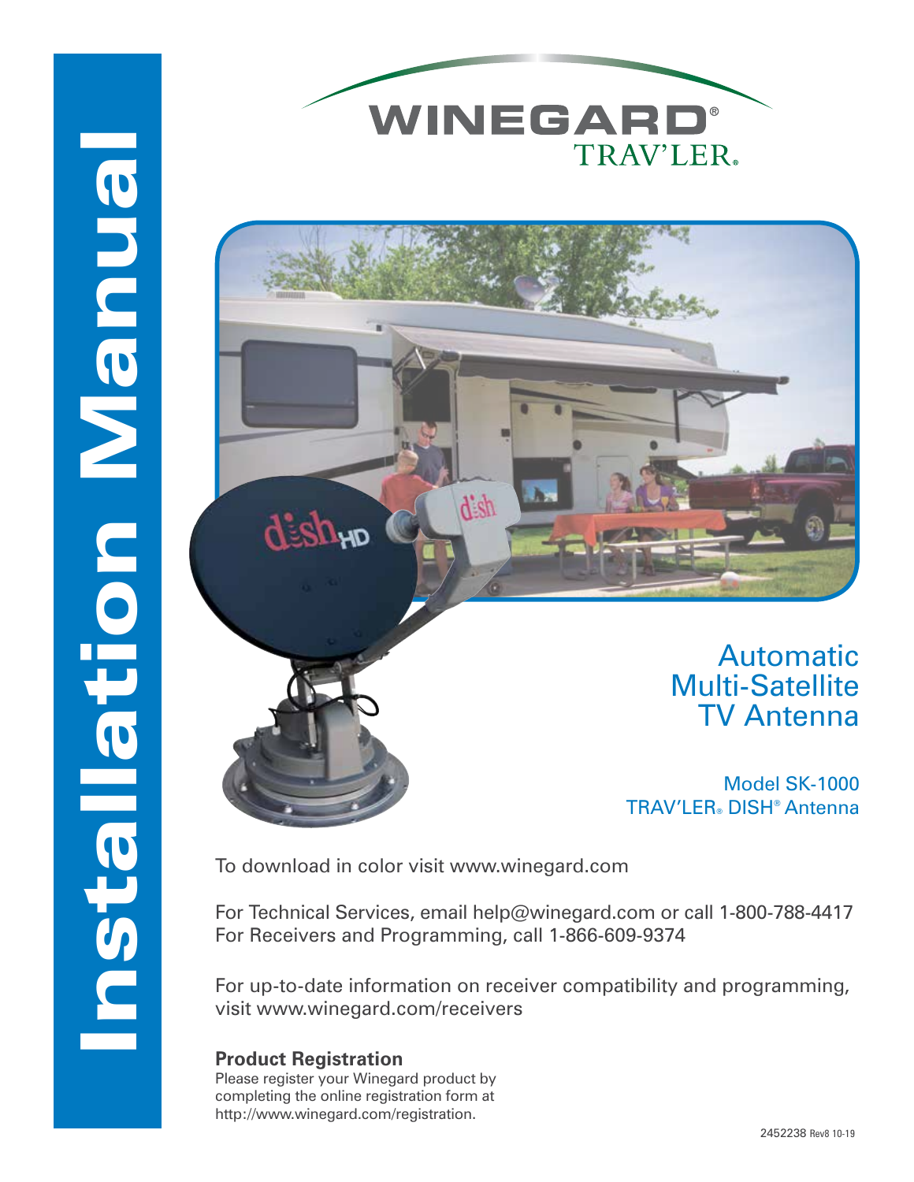# Installation Manual

WINEGARD®
TRAV'LER®

## Automatic Multi-Satellite TV Antenna

Model SK-1000
TRAV'LER® DISH® Antenna

To download in color visit www.winegard.com

For Technical Services, email help@winegard.com or call 1-800-788-4417
For Receivers and Programming, call 1-866-609-9374

For up-to-date information on receiver compatibility and programming, visit www.winegard.com/receivers

**Product Registration**
Please register your Winegard product by completing the online registration form at http://www.winegard.com/registration.

2452238 Rev8 10-19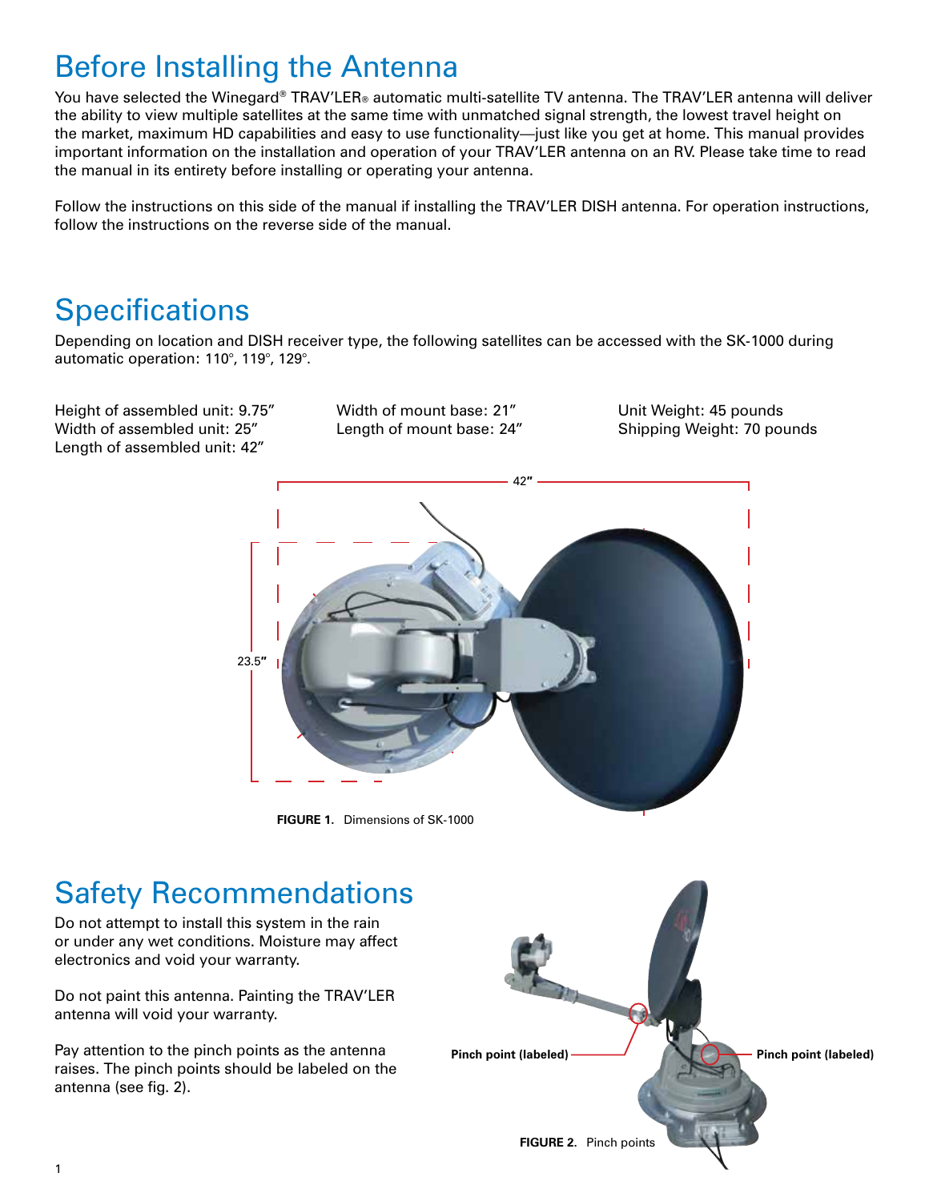# Before Installing the Antenna

You have selected the Winegard® TRAV'LER® automatic multi-satellite TV antenna. The TRAV'LER antenna will deliver the ability to view multiple satellites at the same time with unmatched signal strength, the lowest travel height on the market, maximum HD capabilities and easy to use functionality—just like you get at home. This manual provides important information on the installation and operation of your TRAV'LER antenna on an RV. Please take time to read the manual in its entirety before installing or operating your antenna.

Follow the instructions on this side of the manual if installing the TRAV'LER DISH antenna. For operation instructions, follow the instructions on the reverse side of the manual.

# Specifications

Depending on location and DISH receiver type, the following satellites can be accessed with the SK-1000 during automatic operation: 110°, 119°, 129°.

Height of assembled unit: 9.75"
Width of assembled unit: 25"
Length of assembled unit: 42"

Width of mount base: 21"
Length of mount base: 24"

Unit Weight: 45 pounds
Shipping Weight: 70 pounds

42"

23.5"

**FIGURE 1.** Dimensions of SK-1000

# Safety Recommendations

Do not attempt to install this system in the rain or under any wet conditions. Moisture may affect electronics and void your warranty.

Do not paint this antenna. Painting the TRAV'LER antenna will void your warranty.

Pay attention to the pinch points as the antenna raises. The pinch points should be labeled on the antenna (see fig. 2).

Pinch point (labeled)

Pinch point (labeled)

**FIGURE 2.** Pinch points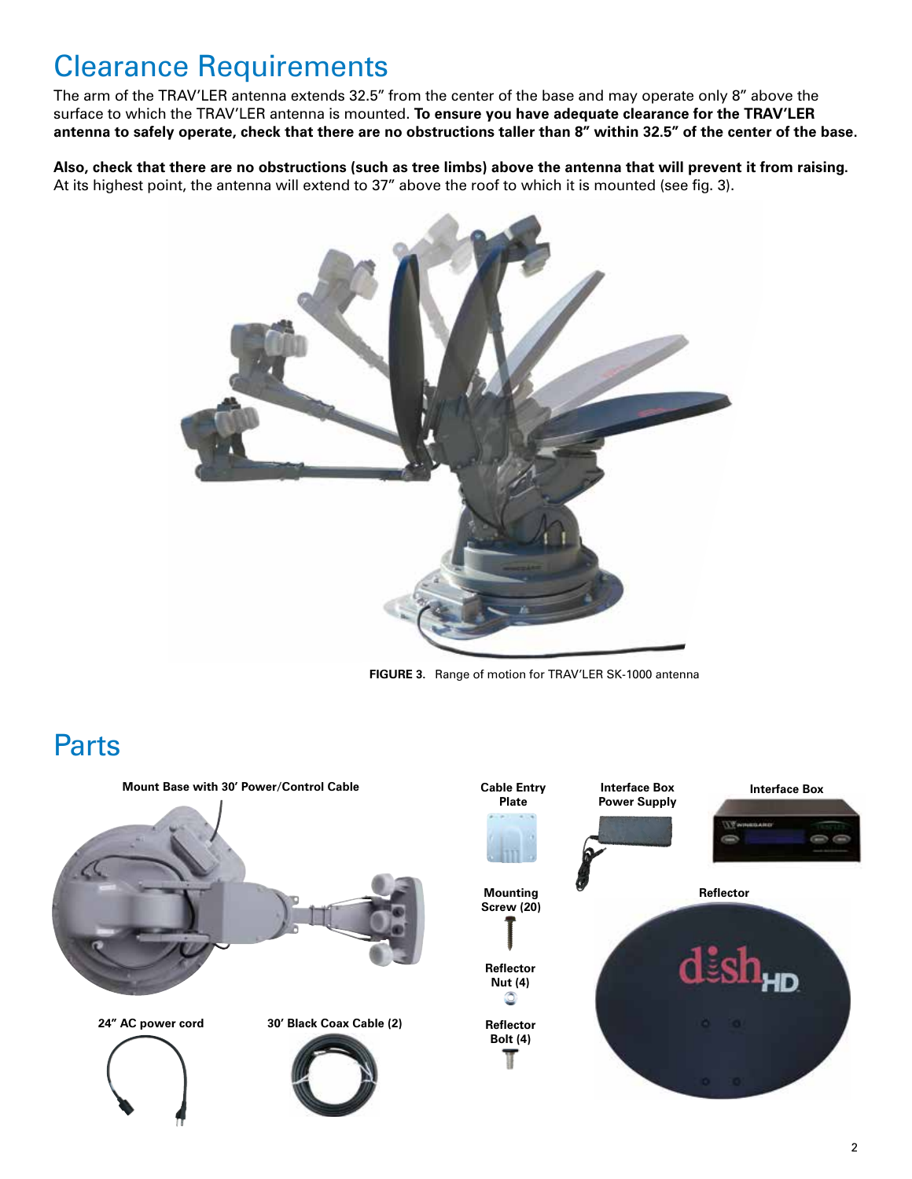# Clearance Requirements

The arm of the TRAV'LER antenna extends 32.5" from the center of the base and may operate only 8" above the surface to which the TRAV'LER antenna is mounted. **To ensure you have adequate clearance for the TRAV'LER antenna to safely operate, check that there are no obstructions taller than 8" within 32.5" of the center of the base.**

**Also, check that there are no obstructions (such as tree limbs) above the antenna that will prevent it from raising.** At its highest point, the antenna will extend to 37" above the roof to which it is mounted (see fig. 3).

**FIGURE 3.** Range of motion for TRAV'LER SK-1000 antenna

# Parts

- Mount Base with 30' Power/Control Cable
- 24" AC power cord
- 30' Black Coax Cable (2)
- Cable Entry Plate
- Mounting Screw (20)
- Reflector Nut (4)
- Reflector Bolt (4)
- Interface Box Power Supply
- Interface Box
- Reflector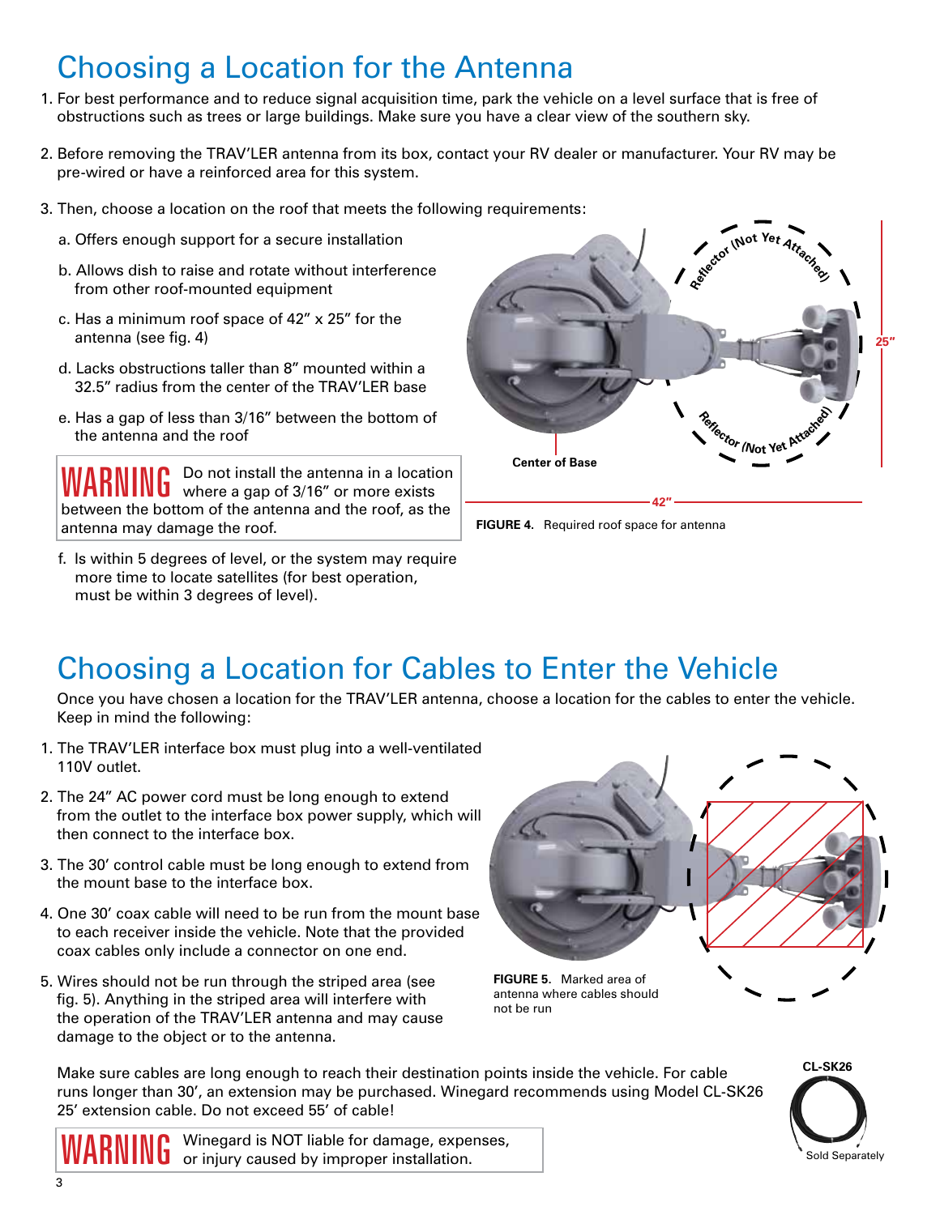# Choosing a Location for the Antenna

1. For best performance and to reduce signal acquisition time, park the vehicle on a level surface that is free of obstructions such as trees or large buildings. Make sure you have a clear view of the southern sky.

2. Before removing the TRAV'LER antenna from its box, contact your RV dealer or manufacturer. Your RV may be pre-wired or have a reinforced area for this system.

3. Then, choose a location on the roof that meets the following requirements:

   a. Offers enough support for a secure installation

   b. Allows dish to raise and rotate without interference from other roof-mounted equipment

   c. Has a minimum roof space of 42" x 25" for the antenna (see fig. 4)

   d. Lacks obstructions taller than 8" mounted within a 32.5" radius from the center of the TRAV'LER base

   e. Has a gap of less than 3/16" between the bottom of the antenna and the roof

   **WARNING** Do not install the antenna in a location where a gap of 3/16" or more exists between the bottom of the antenna and the roof, as the antenna may damage the roof.

   f. Is within 5 degrees of level, or the system may require more time to locate satellites (for best operation, must be within 3 degrees of level).

Reflector (Not Yet Attached) — Reflector (Not Yet Attached) — 25" — Center of Base — 42"

**FIGURE 4.** Required roof space for antenna

# Choosing a Location for Cables to Enter the Vehicle

Once you have chosen a location for the TRAV'LER antenna, choose a location for the cables to enter the vehicle. Keep in mind the following:

1. The TRAV'LER interface box must plug into a well-ventilated 110V outlet.

2. The 24" AC power cord must be long enough to extend from the outlet to the interface box power supply, which will then connect to the interface box.

3. The 30' control cable must be long enough to extend from the mount base to the interface box.

4. One 30' coax cable will need to be run from the mount base to each receiver inside the vehicle. Note that the provided coax cables only include a connector on one end.

5. Wires should not be run through the striped area (see fig. 5). Anything in the striped area will interfere with the operation of the TRAV'LER antenna and may cause damage to the object or to the antenna.

**FIGURE 5.** Marked area of antenna where cables should not be run

Make sure cables are long enough to reach their destination points inside the vehicle. For cable runs longer than 30', an extension may be purchased. Winegard recommends using Model CL-SK26 25' extension cable. Do not exceed 55' of cable!

CL-SK26

Sold Separately

**WARNING** Winegard is NOT liable for damage, expenses, or injury caused by improper installation.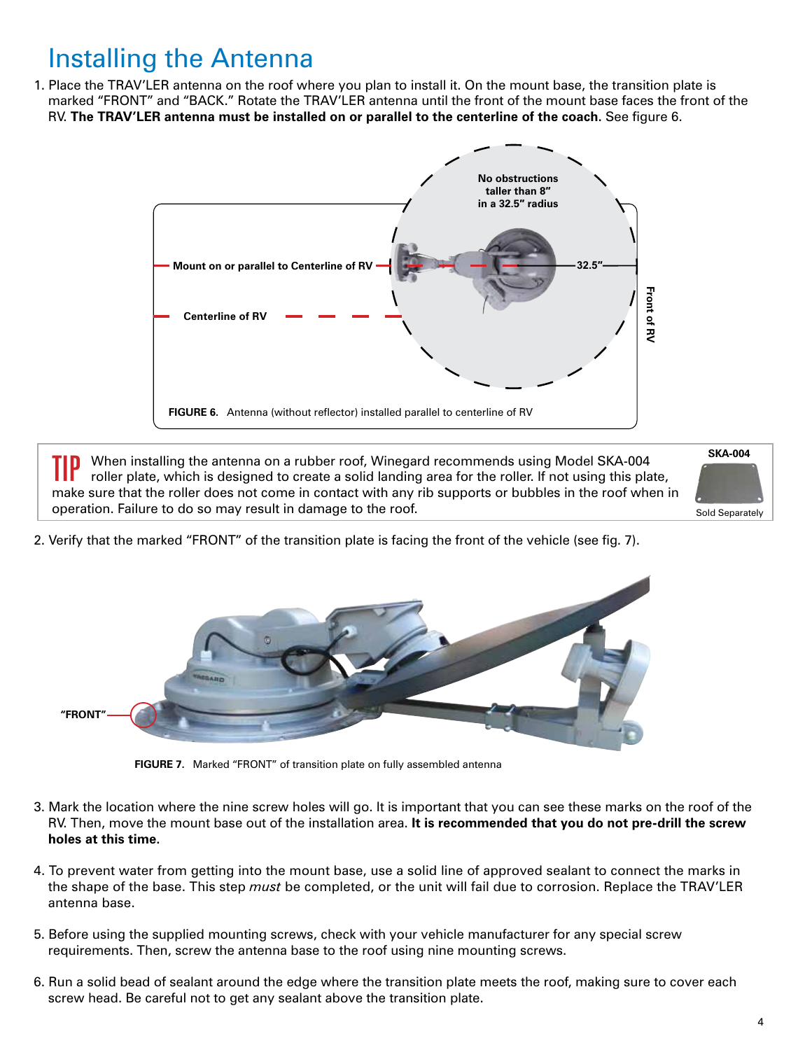# Installing the Antenna

1. Place the TRAV'LER antenna on the roof where you plan to install it. On the mount base, the transition plate is marked "FRONT" and "BACK." Rotate the TRAV'LER antenna until the front of the mount base faces the front of the RV. **The TRAV'LER antenna must be installed on or parallel to the centerline of the coach.** See figure 6.

**FIGURE 6.** Antenna (without reflector) installed parallel to centerline of RV

**TIP** When installing the antenna on a rubber roof, Winegard recommends using Model SKA-004 roller plate, which is designed to create a solid landing area for the roller. If not using this plate, make sure that the roller does not come in contact with any rib supports or bubbles in the roof when in operation. Failure to do so may result in damage to the roof.

SKA-004 — Sold Separately

2. Verify that the marked "FRONT" of the transition plate is facing the front of the vehicle (see fig. 7).

**FIGURE 7.** Marked "FRONT" of transition plate on fully assembled antenna

3. Mark the location where the nine screw holes will go. It is important that you can see these marks on the roof of the RV. Then, move the mount base out of the installation area. **It is recommended that you do not pre-drill the screw holes at this time.**

4. To prevent water from getting into the mount base, use a solid line of approved sealant to connect the marks in the shape of the base. This step *must* be completed, or the unit will fail due to corrosion. Replace the TRAV'LER antenna base.

5. Before using the supplied mounting screws, check with your vehicle manufacturer for any special screw requirements. Then, screw the antenna base to the roof using nine mounting screws.

6. Run a solid bead of sealant around the edge where the transition plate meets the roof, making sure to cover each screw head. Be careful not to get any sealant above the transition plate.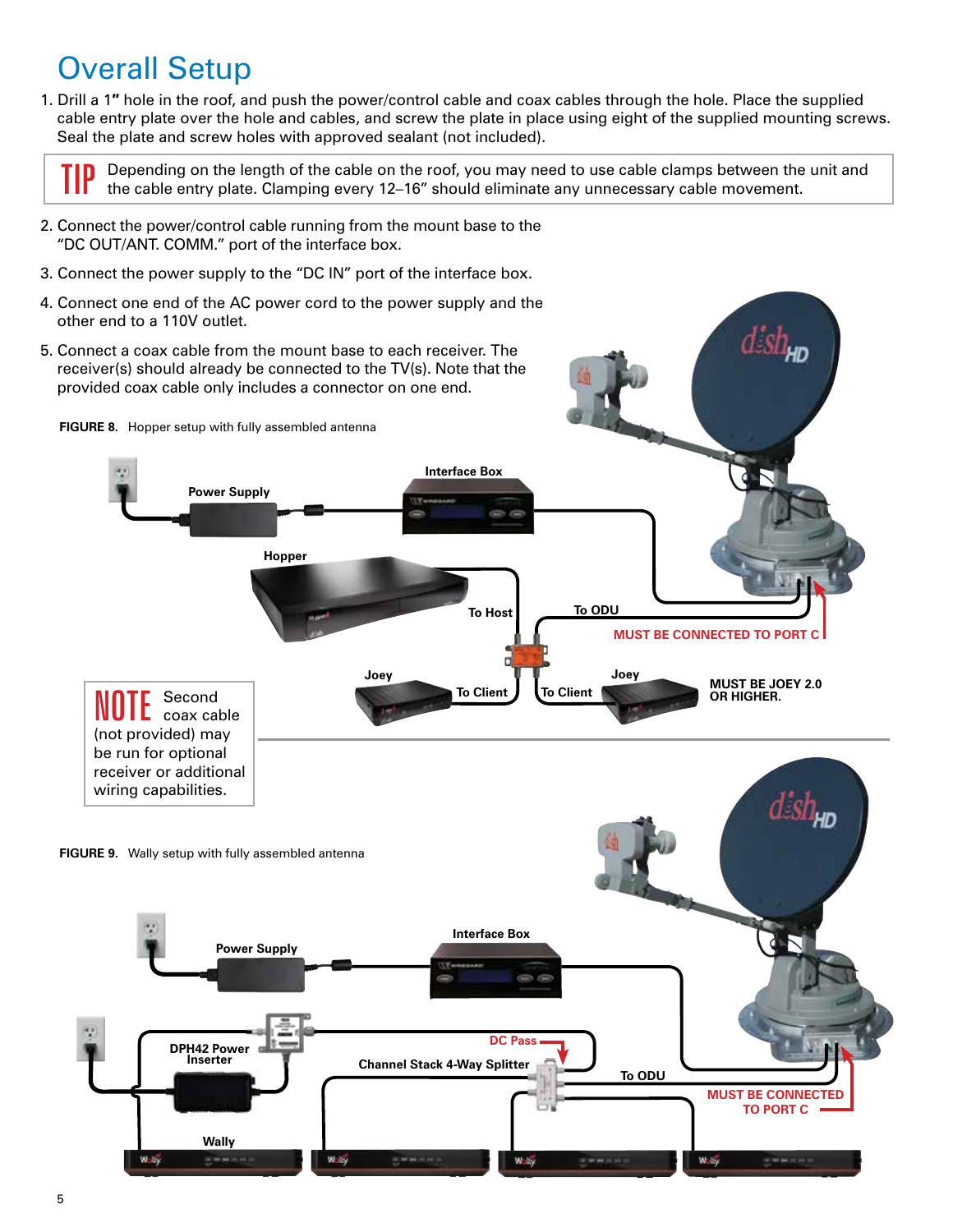# Overall Setup

1. Drill a 1" hole in the roof, and push the power/control cable and coax cables through the hole. Place the supplied cable entry plate over the hole and cables, and screw the plate in place using eight of the supplied mounting screws. Seal the plate and screw holes with approved sealant (not included).

> **TIP** Depending on the length of the cable on the roof, you may need to use cable clamps between the unit and the cable entry plate. Clamping every 12–16" should eliminate any unnecessary cable movement.

2. Connect the power/control cable running from the mount base to the "DC OUT/ANT. COMM." port of the interface box.
3. Connect the power supply to the "DC IN" port of the interface box.
4. Connect one end of the AC power cord to the power supply and the other end to a 110V outlet.
5. Connect a coax cable from the mount base to each receiver. The receiver(s) should already be connected to the TV(s). Note that the provided coax cable only includes a connector on one end.

**FIGURE 8.** Hopper setup with fully assembled antenna

Power Supply — Interface Box — Hopper — To Host — To ODU — MUST BE CONNECTED TO PORT C — Joey — To Client — To Client — Joey — MUST BE JOEY 2.0 OR HIGHER.

> **NOTE** Second coax cable (not provided) may be run for optional receiver or additional wiring capabilities.

**FIGURE 9.** Wally setup with fully assembled antenna

Power Supply — Interface Box — DPH42 Power Inserter — DC Pass — Channel Stack 4-Way Splitter — To ODU — MUST BE CONNECTED TO PORT C — Wally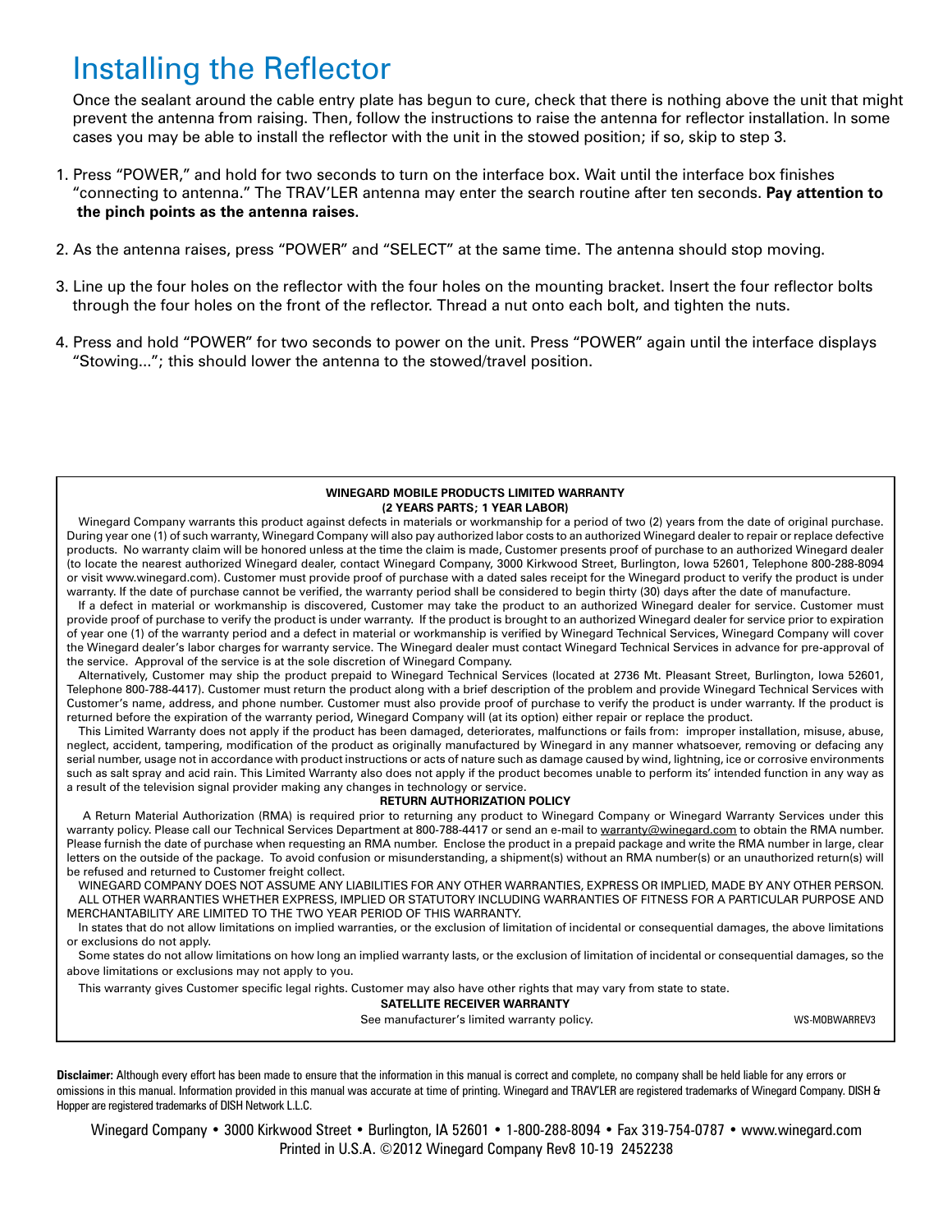# Installing the Reflector

Once the sealant around the cable entry plate has begun to cure, check that there is nothing above the unit that might prevent the antenna from raising. Then, follow the instructions to raise the antenna for reflector installation. In some cases you may be able to install the reflector with the unit in the stowed position; if so, skip to step 3.

1. Press "POWER," and hold for two seconds to turn on the interface box. Wait until the interface box finishes "connecting to antenna." The TRAV'LER antenna may enter the search routine after ten seconds. **Pay attention to the pinch points as the antenna raises.**

2. As the antenna raises, press "POWER" and "SELECT" at the same time. The antenna should stop moving.

3. Line up the four holes on the reflector with the four holes on the mounting bracket. Insert the four reflector bolts through the four holes on the front of the reflector. Thread a nut onto each bolt, and tighten the nuts.

4. Press and hold "POWER" for two seconds to power on the unit. Press "POWER" again until the interface displays "Stowing..."; this should lower the antenna to the stowed/travel position.

**WINEGARD MOBILE PRODUCTS LIMITED WARRANTY**
**(2 YEARS PARTS; 1 YEAR LABOR)**

Winegard Company warrants this product against defects in materials or workmanship for a period of two (2) years from the date of original purchase. During year one (1) of such warranty, Winegard Company will also pay authorized labor costs to an authorized Winegard dealer to repair or replace defective products. No warranty claim will be honored unless at the time the claim is made, Customer presents proof of purchase to an authorized Winegard dealer (to locate the nearest authorized Winegard dealer, contact Winegard Company, 3000 Kirkwood Street, Burlington, Iowa 52601, Telephone 800-288-8094 or visit www.winegard.com). Customer must provide proof of purchase with a dated sales receipt for the Winegard product to verify the product is under warranty. If the date of purchase cannot be verified, the warranty period shall be considered to begin thirty (30) days after the date of manufacture.

If a defect in material or workmanship is discovered, Customer may take the product to an authorized Winegard dealer for service. Customer must provide proof of purchase to verify the product is under warranty. If the product is brought to an authorized Winegard dealer for service prior to expiration of year one (1) of the warranty period and a defect in material or workmanship is verified by Winegard Technical Services, Winegard Company will cover the Winegard dealer's labor charges for warranty service. The Winegard dealer must contact Winegard Technical Services in advance for pre-approval of the service. Approval of the service is at the sole discretion of Winegard Company.

Alternatively, Customer may ship the product prepaid to Winegard Technical Services (located at 2736 Mt. Pleasant Street, Burlington, Iowa 52601, Telephone 800-788-4417). Customer must return the product along with a brief description of the problem and provide Winegard Technical Services with Customer's name, address, and phone number. Customer must also provide proof of purchase to verify the product is under warranty. If the product is returned before the expiration of the warranty period, Winegard Company will (at its option) either repair or replace the product.

This Limited Warranty does not apply if the product has been damaged, deteriorates, malfunctions or fails from: improper installation, misuse, abuse, neglect, accident, tampering, modification of the product as originally manufactured by Winegard in any manner whatsoever, removing or defacing any serial number, usage not in accordance with product instructions or acts of nature such as damage caused by wind, lightning, ice or corrosive environments such as salt spray and acid rain. This Limited Warranty also does not apply if the product becomes unable to perform its' intended function in any way as a result of the television signal provider making any changes in technology or service.

**RETURN AUTHORIZATION POLICY**

A Return Material Authorization (RMA) is required prior to returning any product to Winegard Company or Winegard Warranty Services under this warranty policy. Please call our Technical Services Department at 800-788-4417 or send an e-mail to warranty@winegard.com to obtain the RMA number. Please furnish the date of purchase when requesting an RMA number. Enclose the product in a prepaid package and write the RMA number in large, clear letters on the outside of the package. To avoid confusion or misunderstanding, a shipment(s) without an RMA number(s) or an unauthorized return(s) will be refused and returned to Customer freight collect.

WINEGARD COMPANY DOES NOT ASSUME ANY LIABILITIES FOR ANY OTHER WARRANTIES, EXPRESS OR IMPLIED, MADE BY ANY OTHER PERSON. ALL OTHER WARRANTIES WHETHER EXPRESS, IMPLIED OR STATUTORY INCLUDING WARRANTIES OF FITNESS FOR A PARTICULAR PURPOSE AND MERCHANTABILITY ARE LIMITED TO THE TWO YEAR PERIOD OF THIS WARRANTY.

In states that do not allow limitations on implied warranties, or the exclusion of limitation of incidental or consequential damages, the above limitations or exclusions do not apply.

Some states do not allow limitations on how long an implied warranty lasts, or the exclusion of limitation of incidental or consequential damages, so the above limitations or exclusions may not apply to you.

This warranty gives Customer specific legal rights. Customer may also have other rights that may vary from state to state.

**SATELLITE RECEIVER WARRANTY**

See manufacturer's limited warranty policy.

WS-MOBWARREV3

**Disclaimer:** Although every effort has been made to ensure that the information in this manual is correct and complete, no company shall be held liable for any errors or omissions in this manual. Information provided in this manual was accurate at time of printing. Winegard and TRAV'LER are registered trademarks of Winegard Company. DISH & Hopper are registered trademarks of DISH Network L.L.C.

Winegard Company • 3000 Kirkwood Street • Burlington, IA 52601 • 1-800-288-8094 • Fax 319-754-0787 • www.winegard.com
Printed in U.S.A. ©2012 Winegard Company Rev8 10-19 2452238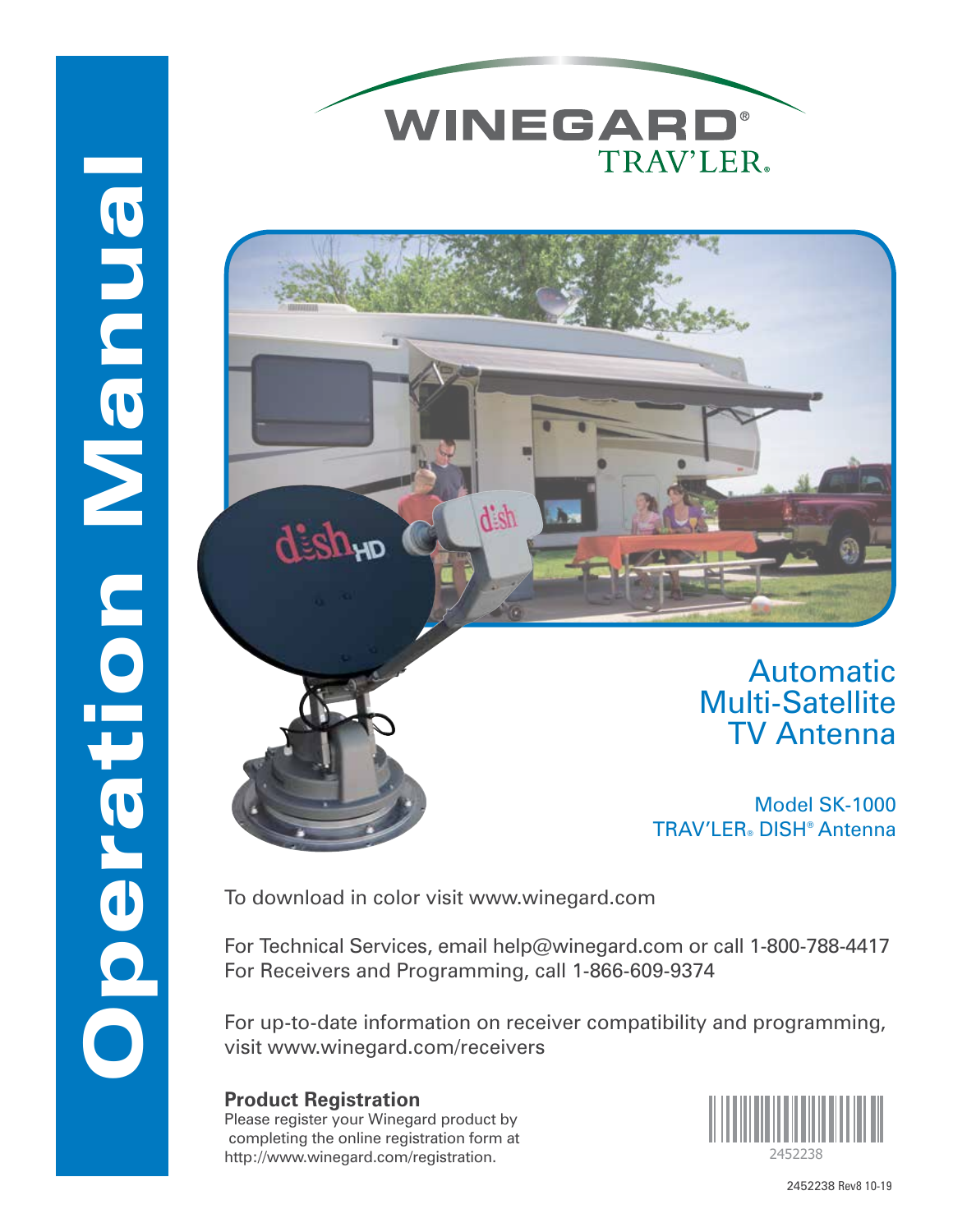# Operation Manual

# WINEGARD®
## TRAV'LER®

Automatic
Multi-Satellite
TV Antenna

Model SK-1000
TRAV'LER® DISH® Antenna

To download in color visit www.winegard.com

For Technical Services, email help@winegard.com or call 1-800-788-4417
For Receivers and Programming, call 1-866-609-9374

For up-to-date information on receiver compatibility and programming, visit www.winegard.com/receivers

**Product Registration**
Please register your Winegard product by completing the online registration form at http://www.winegard.com/registration.

2452238

2452238 Rev8 10-19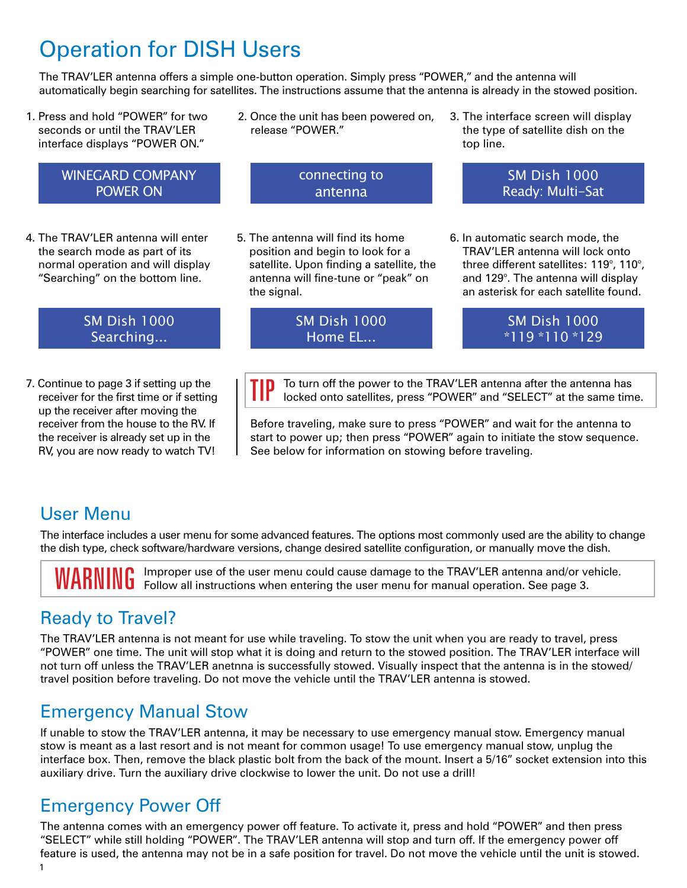# Operation for DISH Users

The TRAV'LER antenna offers a simple one-button operation. Simply press "POWER," and the antenna will automatically begin searching for satellites. The instructions assume that the antenna is already in the stowed position.

1. Press and hold "POWER" for two seconds or until the TRAV'LER interface displays "POWER ON."

   WINEGARD COMPANY
   POWER ON

2. Once the unit has been powered on, release "POWER."

   connecting to
   antenna

3. The interface screen will display the type of satellite dish on the top line.

   SM Dish 1000
   Ready: Multi-Sat

4. The TRAV'LER antenna will enter the search mode as part of its normal operation and will display "Searching" on the bottom line.

   SM Dish 1000
   Searching...

5. The antenna will find its home position and begin to look for a satellite. Upon finding a satellite, the antenna will fine-tune or "peak" on the signal.

   SM Dish 1000
   Home EL...

6. In automatic search mode, the TRAV'LER antenna will lock onto three different satellites: 119°, 110°, and 129°. The antenna will display an asterisk for each satellite found.

   SM Dish 1000
   *119 *110 *129

7. Continue to page 3 if setting up the receiver for the first time or if setting up the receiver after moving the receiver from the house to the RV. If the receiver is already set up in the RV, you are now ready to watch TV!

**TIP** To turn off the power to the TRAV'LER antenna after the antenna has locked onto satellites, press "POWER" and "SELECT" at the same time.

Before traveling, make sure to press "POWER" and wait for the antenna to start to power up; then press "POWER" again to initiate the stow sequence. See below for information on stowing before traveling.

## User Menu

The interface includes a user menu for some advanced features. The options most commonly used are the ability to change the dish type, check software/hardware versions, change desired satellite configuration, or manually move the dish.

**WARNING** Improper use of the user menu could cause damage to the TRAV'LER antenna and/or vehicle. Follow all instructions when entering the user menu for manual operation. See page 3.

## Ready to Travel?

The TRAV'LER antenna is not meant for use while traveling. To stow the unit when you are ready to travel, press "POWER" one time. The unit will stop what it is doing and return to the stowed position. The TRAV'LER interface will not turn off unless the TRAV'LER anetnna is successfully stowed. Visually inspect that the antenna is in the stowed/travel position before traveling. Do not move the vehicle until the TRAV'LER antenna is stowed.

## Emergency Manual Stow

If unable to stow the TRAV'LER antenna, it may be necessary to use emergency manual stow. Emergency manual stow is meant as a last resort and is not meant for common usage! To use emergency manual stow, unplug the interface box. Then, remove the black plastic bolt from the back of the mount. Insert a 5/16" socket extension into this auxiliary drive. Turn the auxiliary drive clockwise to lower the unit. Do not use a drill!

## Emergency Power Off

The antenna comes with an emergency power off feature. To activate it, press and hold "POWER" and then press "SELECT" while still holding "POWER". The TRAV'LER antenna will stop and turn off. If the emergency power off feature is used, the antenna may not be in a safe position for travel. Do not move the vehicle until the unit is stowed.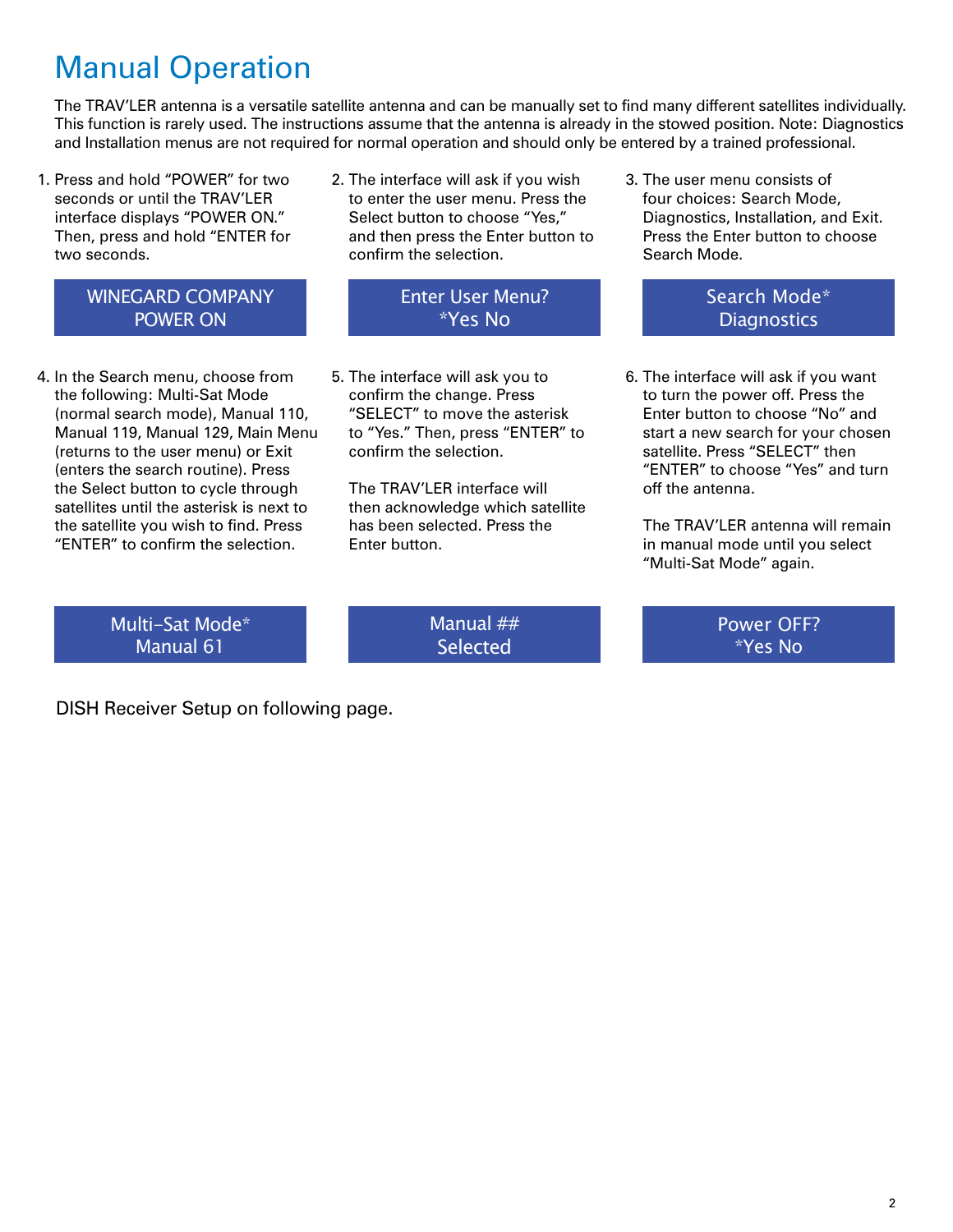# Manual Operation

The TRAV'LER antenna is a versatile satellite antenna and can be manually set to find many different satellites individually. This function is rarely used. The instructions assume that the antenna is already in the stowed position. Note: Diagnostics and Installation menus are not required for normal operation and should only be entered by a trained professional.

1. Press and hold "POWER" for two seconds or until the TRAV'LER interface displays "POWER ON." Then, press and hold "ENTER for two seconds.

   WINEGARD COMPANY
   POWER ON

2. The interface will ask if you wish to enter the user menu. Press the Select button to choose "Yes," and then press the Enter button to confirm the selection.

   Enter User Menu?
   *Yes No

3. The user menu consists of four choices: Search Mode, Diagnostics, Installation, and Exit. Press the Enter button to choose Search Mode.

   Search Mode*
   Diagnostics

4. In the Search menu, choose from the following: Multi-Sat Mode (normal search mode), Manual 110, Manual 119, Manual 129, Main Menu (returns to the user menu) or Exit (enters the search routine). Press the Select button to cycle through satellites until the asterisk is next to the satellite you wish to find. Press "ENTER" to confirm the selection.

   Multi-Sat Mode*
   Manual 61

5. The interface will ask you to confirm the change. Press "SELECT" to move the asterisk to "Yes." Then, press "ENTER" to confirm the selection.

   The TRAV'LER interface will then acknowledge which satellite has been selected. Press the Enter button.

   Manual ##
   Selected

6. The interface will ask if you want to turn the power off. Press the Enter button to choose "No" and start a new search for your chosen satellite. Press "SELECT" then "ENTER" to choose "Yes" and turn off the antenna.

   The TRAV'LER antenna will remain in manual mode until you select "Multi-Sat Mode" again.

   Power OFF?
   *Yes No

DISH Receiver Setup on following page.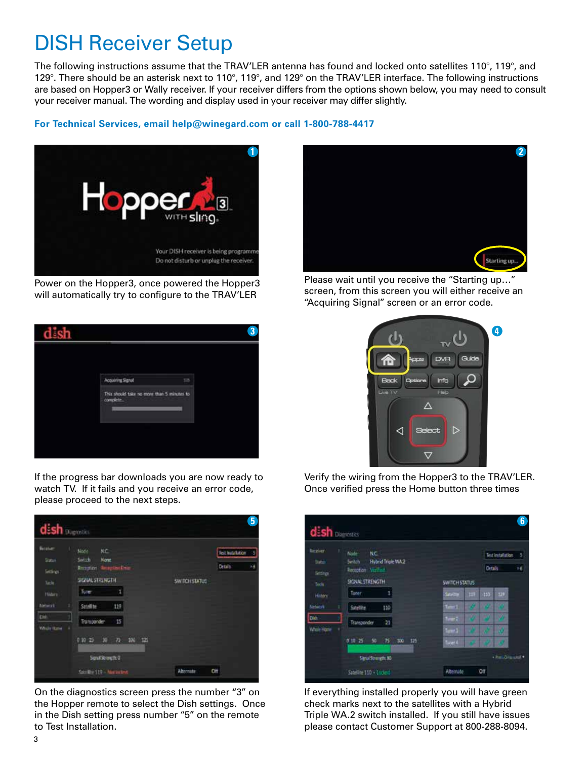# DISH Receiver Setup

The following instructions assume that the TRAV'LER antenna has found and locked onto satellites 110°, 119°, and 129°. There should be an asterisk next to 110°, 119°, and 129° on the TRAV'LER interface. The following instructions are based on Hopper3 or Wally receiver. If your receiver differs from the options shown below, you may need to consult your receiver manual. The wording and display used in your receiver may differ slightly.

**For Technical Services, email help@winegard.com or call 1-800-788-4417**

1. Power on the Hopper3, once powered the Hopper3 will automatically try to configure to the TRAV'LER

2. Please wait until you receive the "Starting up…" screen, from this screen you will either receive an "Acquiring Signal" screen or an error code.

3. If the progress bar downloads you are now ready to watch TV. If it fails and you receive an error code, please proceed to the next steps.

4. Verify the wiring from the Hopper3 to the TRAV'LER. Once verified press the Home button three times

5. On the diagnostics screen press the number "3" on the Hopper remote to select the Dish settings. Once in the Dish setting press number "5" on the remote to Test Installation.

6. If everything installed properly you will have green check marks next to the satellites with a Hybrid Triple WA.2 switch installed. If you still have issues please contact Customer Support at 800-288-8094.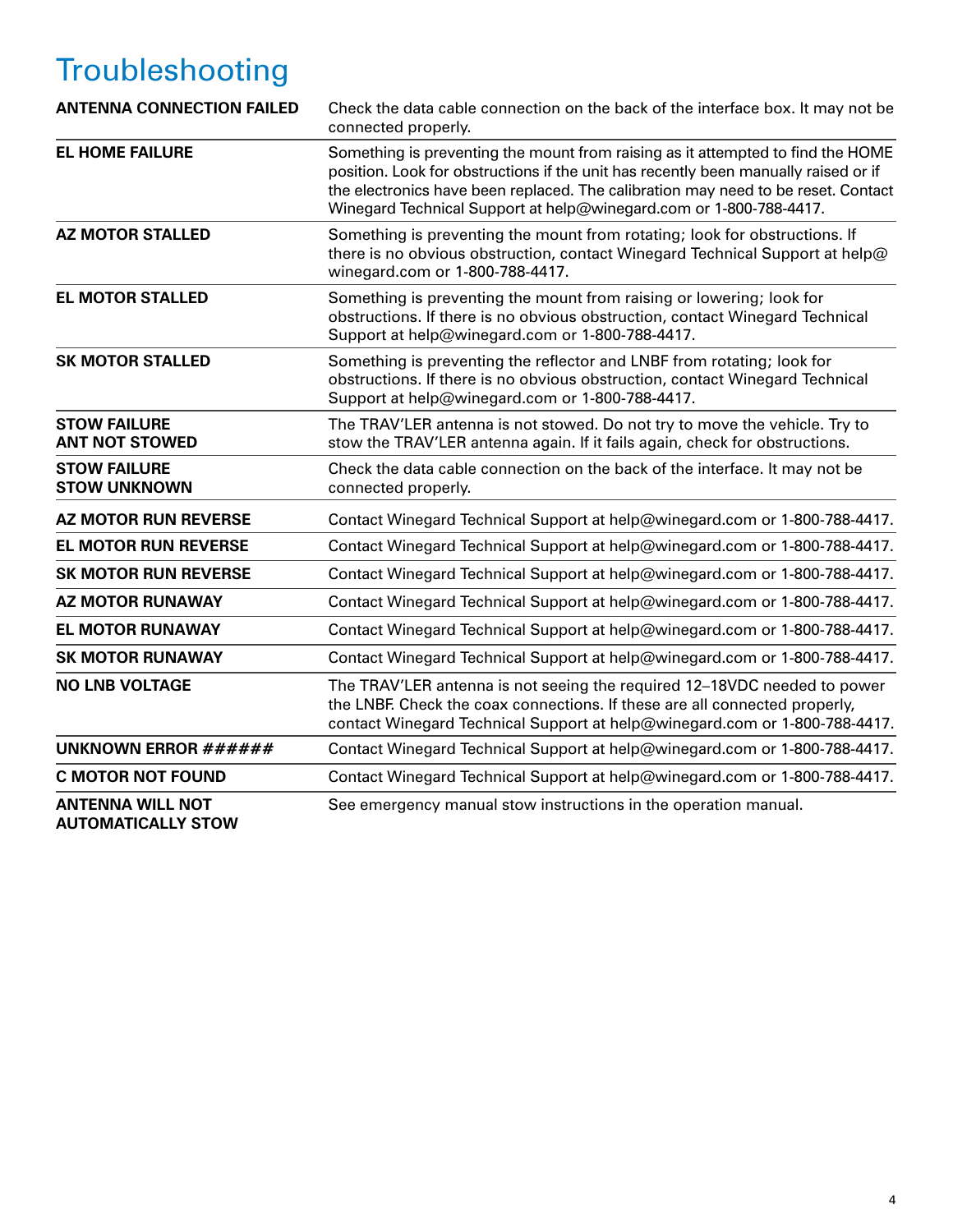# Troubleshooting

| | |
|---|---|
| **ANTENNA CONNECTION FAILED** | Check the data cable connection on the back of the interface box. It may not be connected properly. |
| **EL HOME FAILURE** | Something is preventing the mount from raising as it attempted to find the HOME position. Look for obstructions if the unit has recently been manually raised or if the electronics have been replaced. The calibration may need to be reset. Contact Winegard Technical Support at help@winegard.com or 1-800-788-4417. |
| **AZ MOTOR STALLED** | Something is preventing the mount from rotating; look for obstructions. If there is no obvious obstruction, contact Winegard Technical Support at help@winegard.com or 1-800-788-4417. |
| **EL MOTOR STALLED** | Something is preventing the mount from raising or lowering; look for obstructions. If there is no obvious obstruction, contact Winegard Technical Support at help@winegard.com or 1-800-788-4417. |
| **SK MOTOR STALLED** | Something is preventing the reflector and LNBF from rotating; look for obstructions. If there is no obvious obstruction, contact Winegard Technical Support at help@winegard.com or 1-800-788-4417. |
| **STOW FAILURE ANT NOT STOWED** | The TRAV'LER antenna is not stowed. Do not try to move the vehicle. Try to stow the TRAV'LER antenna again. If it fails again, check for obstructions. |
| **STOW FAILURE STOW UNKNOWN** | Check the data cable connection on the back of the interface. It may not be connected properly. |
| **AZ MOTOR RUN REVERSE** | Contact Winegard Technical Support at help@winegard.com or 1-800-788-4417. |
| **EL MOTOR RUN REVERSE** | Contact Winegard Technical Support at help@winegard.com or 1-800-788-4417. |
| **SK MOTOR RUN REVERSE** | Contact Winegard Technical Support at help@winegard.com or 1-800-788-4417. |
| **AZ MOTOR RUNAWAY** | Contact Winegard Technical Support at help@winegard.com or 1-800-788-4417. |
| **EL MOTOR RUNAWAY** | Contact Winegard Technical Support at help@winegard.com or 1-800-788-4417. |
| **SK MOTOR RUNAWAY** | Contact Winegard Technical Support at help@winegard.com or 1-800-788-4417. |
| **NO LNB VOLTAGE** | The TRAV'LER antenna is not seeing the required 12–18VDC needed to power the LNBF. Check the coax connections. If these are all connected properly, contact Winegard Technical Support at help@winegard.com or 1-800-788-4417. |
| **UNKNOWN ERROR ######** | Contact Winegard Technical Support at help@winegard.com or 1-800-788-4417. |
| **C MOTOR NOT FOUND** | Contact Winegard Technical Support at help@winegard.com or 1-800-788-4417. |
| **ANTENNA WILL NOT AUTOMATICALLY STOW** | See emergency manual stow instructions in the operation manual. |